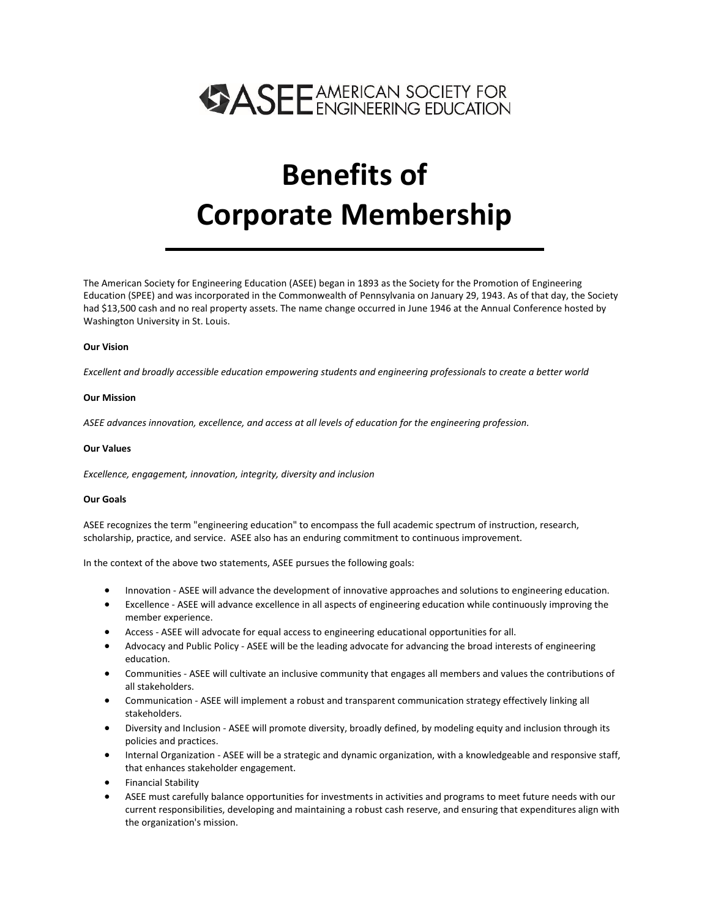ASEE AMERICAN SOCIETY FOR ENGINEERING EDUCATION

# Benefits of Corporate Membership

The American Society for Engineering Education (ASEE) began in 1893 as the Society for the Promotion of Engineering Education (SPEE) and was incorporated in the Commonwealth of Pennsylvania on January 29, 1943. As of that day, the Society had $13,500 cash and no real property assets. The name change occurred in June 1946 at the Annual Conference hosted by Washington University in St. Louis.

**Our Vision**

*Excellent and broadly accessible education empowering students and engineering professionals to create a better world*

**Our Mission**

*ASEE advances innovation, excellence, and access at all levels of education for the engineering profession.*

**Our Values**

*Excellence, engagement, innovation, integrity, diversity and inclusion*

**Our Goals**

ASEE recognizes the term "engineering education" to encompass the full academic spectrum of instruction, research, scholarship, practice, and service. ASEE also has an enduring commitment to continuous improvement.

In the context of the above two statements, ASEE pursues the following goals:

- Innovation - ASEE will advance the development of innovative approaches and solutions to engineering education.
- Excellence - ASEE will advance excellence in all aspects of engineering education while continuously improving the member experience.
- Access - ASEE will advocate for equal access to engineering educational opportunities for all.
- Advocacy and Public Policy - ASEE will be the leading advocate for advancing the broad interests of engineering education.
- Communities - ASEE will cultivate an inclusive community that engages all members and values the contributions of all stakeholders.
- Communication - ASEE will implement a robust and transparent communication strategy effectively linking all stakeholders.
- Diversity and Inclusion - ASEE will promote diversity, broadly defined, by modeling equity and inclusion through its policies and practices.
- Internal Organization - ASEE will be a strategic and dynamic organization, with a knowledgeable and responsive staff, that enhances stakeholder engagement.
- Financial Stability
- ASEE must carefully balance opportunities for investments in activities and programs to meet future needs with our current responsibilities, developing and maintaining a robust cash reserve, and ensuring that expenditures align with the organization's mission.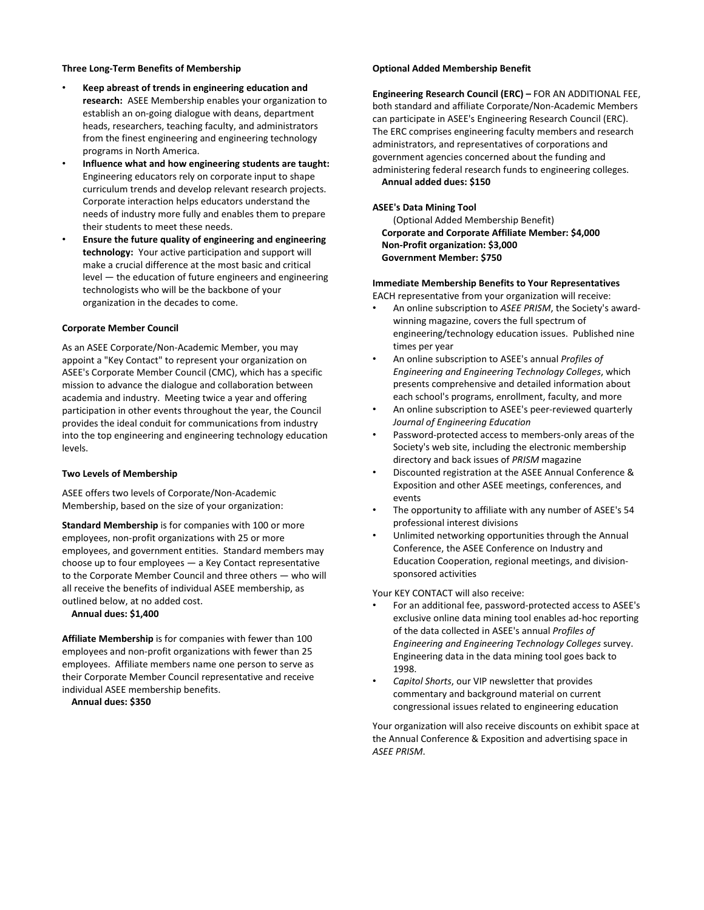**Three Long-Term Benefits of Membership**

- **Keep abreast of trends in engineering education and research:** ASEE Membership enables your organization to establish an on-going dialogue with deans, department heads, researchers, teaching faculty, and administrators from the finest engineering and engineering technology programs in North America.
- **Influence what and how engineering students are taught:** Engineering educators rely on corporate input to shape curriculum trends and develop relevant research projects. Corporate interaction helps educators understand the needs of industry more fully and enables them to prepare their students to meet these needs.
- **Ensure the future quality of engineering and engineering technology:** Your active participation and support will make a crucial difference at the most basic and critical level — the education of future engineers and engineering technologists who will be the backbone of your organization in the decades to come.

**Corporate Member Council**

As an ASEE Corporate/Non-Academic Member, you may appoint a "Key Contact" to represent your organization on ASEE's Corporate Member Council (CMC), which has a specific mission to advance the dialogue and collaboration between academia and industry. Meeting twice a year and offering participation in other events throughout the year, the Council provides the ideal conduit for communications from industry into the top engineering and engineering technology education levels.

**Two Levels of Membership**

ASEE offers two levels of Corporate/Non-Academic Membership, based on the size of your organization:

**Standard Membership** is for companies with 100 or more employees, non-profit organizations with 25 or more employees, and government entities. Standard members may choose up to four employees — a Key Contact representative to the Corporate Member Council and three others — who will all receive the benefits of individual ASEE membership, as outlined below, at no added cost.
**Annual dues: $1,400**

**Affiliate Membership** is for companies with fewer than 100 employees and non-profit organizations with fewer than 25 employees. Affiliate members name one person to serve as their Corporate Member Council representative and receive individual ASEE membership benefits.
**Annual dues: $350**

**Optional Added Membership Benefit**

**Engineering Research Council (ERC) –** FOR AN ADDITIONAL FEE, both standard and affiliate Corporate/Non-Academic Members can participate in ASEE's Engineering Research Council (ERC). The ERC comprises engineering faculty members and research administrators, and representatives of corporations and government agencies concerned about the funding and administering federal research funds to engineering colleges.
**Annual added dues: $150**

**ASEE's Data Mining Tool**
(Optional Added Membership Benefit)
**Corporate and Corporate Affiliate Member: $4,000**
**Non-Profit organization: $3,000**
**Government Member: $750**

**Immediate Membership Benefits to Your Representatives**
EACH representative from your organization will receive:

- An online subscription to *ASEE PRISM*, the Society's award-winning magazine, covers the full spectrum of engineering/technology education issues. Published nine times per year
- An online subscription to ASEE's annual *Profiles of Engineering and Engineering Technology Colleges*, which presents comprehensive and detailed information about each school's programs, enrollment, faculty, and more
- An online subscription to ASEE's peer-reviewed quarterly *Journal of Engineering Education*
- Password-protected access to members-only areas of the Society's web site, including the electronic membership directory and back issues of *PRISM* magazine
- Discounted registration at the ASEE Annual Conference & Exposition and other ASEE meetings, conferences, and events
- The opportunity to affiliate with any number of ASEE's 54 professional interest divisions
- Unlimited networking opportunities through the Annual Conference, the ASEE Conference on Industry and Education Cooperation, regional meetings, and division-sponsored activities

Your KEY CONTACT will also receive:

- For an additional fee, password-protected access to ASEE's exclusive online data mining tool enables ad-hoc reporting of the data collected in ASEE's annual *Profiles of Engineering and Engineering Technology Colleges* survey. Engineering data in the data mining tool goes back to 1998.
- *Capitol Shorts*, our VIP newsletter that provides commentary and background material on current congressional issues related to engineering education

Your organization will also receive discounts on exhibit space at the Annual Conference & Exposition and advertising space in *ASEE PRISM*.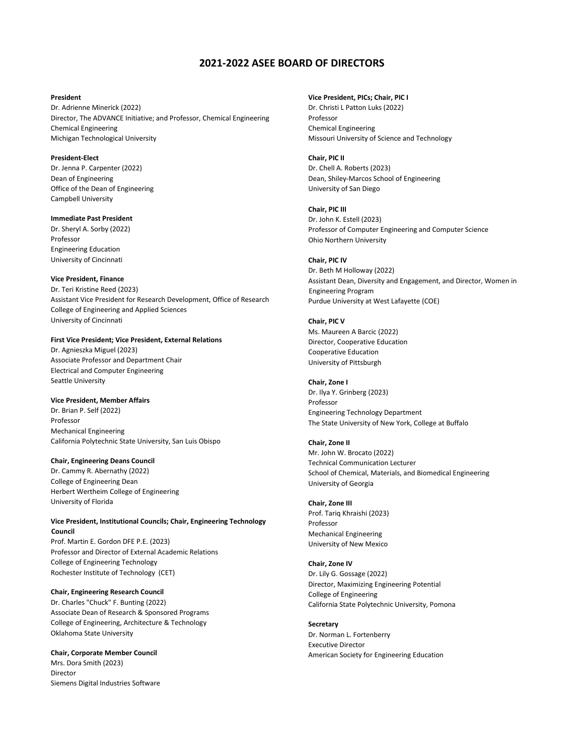# 2021-2022 ASEE BOARD OF DIRECTORS

**President**
Dr. Adrienne Minerick (2022)
Director, The ADVANCE Initiative; and Professor, Chemical Engineering
Chemical Engineering
Michigan Technological University

**President-Elect**
Dr. Jenna P. Carpenter (2022)
Dean of Engineering
Office of the Dean of Engineering
Campbell University

**Immediate Past President**
Dr. Sheryl A. Sorby (2022)
Professor
Engineering Education
University of Cincinnati

**Vice President, Finance**
Dr. Teri Kristine Reed (2023)
Assistant Vice President for Research Development, Office of Research
College of Engineering and Applied Sciences
University of Cincinnati

**First Vice President; Vice President, External Relations**
Dr. Agnieszka Miguel (2023)
Associate Professor and Department Chair
Electrical and Computer Engineering
Seattle University

**Vice President, Member Affairs**
Dr. Brian P. Self (2022)
Professor
Mechanical Engineering
California Polytechnic State University, San Luis Obispo

**Chair, Engineering Deans Council**
Dr. Cammy R. Abernathy (2022)
College of Engineering Dean
Herbert Wertheim College of Engineering
University of Florida

**Vice President, Institutional Councils; Chair, Engineering Technology Council**
Prof. Martin E. Gordon DFE P.E. (2023)
Professor and Director of External Academic Relations
College of Engineering Technology
Rochester Institute of Technology (CET)

**Chair, Engineering Research Council**
Dr. Charles "Chuck" F. Bunting (2022)
Associate Dean of Research & Sponsored Programs
College of Engineering, Architecture & Technology
Oklahoma State University

**Chair, Corporate Member Council**
Mrs. Dora Smith (2023)
Director
Siemens Digital Industries Software

**Vice President, PICs; Chair, PIC I**
Dr. Christi L Patton Luks (2022)
Professor
Chemical Engineering
Missouri University of Science and Technology

**Chair, PIC II**
Dr. Chell A. Roberts (2023)
Dean, Shiley-Marcos School of Engineering
University of San Diego

**Chair, PIC III**
Dr. John K. Estell (2023)
Professor of Computer Engineering and Computer Science
Ohio Northern University

**Chair, PIC IV**
Dr. Beth M Holloway (2022)
Assistant Dean, Diversity and Engagement, and Director, Women in Engineering Program
Purdue University at West Lafayette (COE)

**Chair, PIC V**
Ms. Maureen A Barcic (2022)
Director, Cooperative Education
Cooperative Education
University of Pittsburgh

**Chair, Zone I**
Dr. Ilya Y. Grinberg (2023)
Professor
Engineering Technology Department
The State University of New York, College at Buffalo

**Chair, Zone II**
Mr. John W. Brocato (2022)
Technical Communication Lecturer
School of Chemical, Materials, and Biomedical Engineering
University of Georgia

**Chair, Zone III**
Prof. Tariq Khraishi (2023)
Professor
Mechanical Engineering
University of New Mexico

**Chair, Zone IV**
Dr. Lily G. Gossage (2022)
Director, Maximizing Engineering Potential
College of Engineering
California State Polytechnic University, Pomona

**Secretary**
Dr. Norman L. Fortenberry
Executive Director
American Society for Engineering Education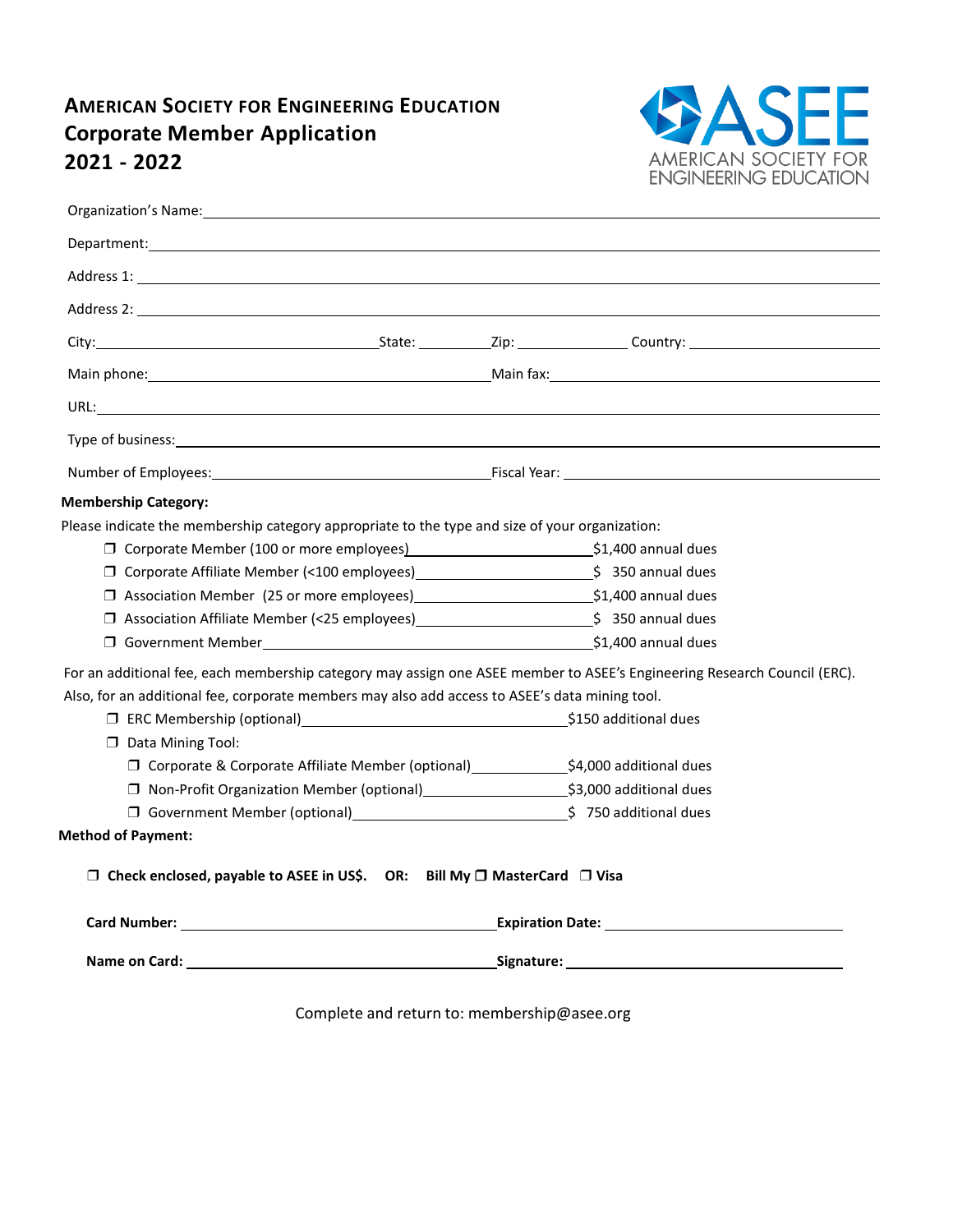# AMERICAN SOCIETY FOR ENGINEERING EDUCATION

## Corporate Member Application

## 2021 - 2022

ASEE
AMERICAN SOCIETY FOR ENGINEERING EDUCATION

Organization's Name: ____________________

Department: ____________________

Address 1: ____________________

Address 2: ____________________

City: ____________ State: ________ Zip: ________ Country: ____________

Main phone: ____________ Main fax: ____________

URL: ____________________

Type of business: ____________________

Number of Employees: ____________ Fiscal Year: ____________

**Membership Category:**

Please indicate the membership category appropriate to the type and size of your organization:

- ❒ Corporate Member (100 or more employees) ____________ $1,400 annual dues
- ❒ Corporate Affiliate Member (<100 employees) ____________ $ 350 annual dues
- ❒ Association Member (25 or more employees) ____________ $1,400 annual dues
- ❒ Association Affiliate Member (<25 employees) ____________ $ 350 annual dues
- ❒ Government Member ____________ $1,400 annual dues

For an additional fee, each membership category may assign one ASEE member to ASEE's Engineering Research Council (ERC). Also, for an additional fee, corporate members may also add access to ASEE's data mining tool.

- ❒ ERC Membership (optional) ____________ $150 additional dues
- ❒ Data Mining Tool:
  - ❒ Corporate & Corporate Affiliate Member (optional) ____________ $4,000 additional dues
  - ❒ Non-Profit Organization Member (optional) ____________ $3,000 additional dues
  - ❒ Government Member (optional) ____________ $ 750 additional dues

**Method of Payment:**

**❒ Check enclosed, payable to ASEE in US$. OR: Bill My ❒ MasterCard ❒ Visa**

**Card Number:** ____________ **Expiration Date:** ____________

**Name on Card:** ____________ **Signature:** ____________

Complete and return to: membership@asee.org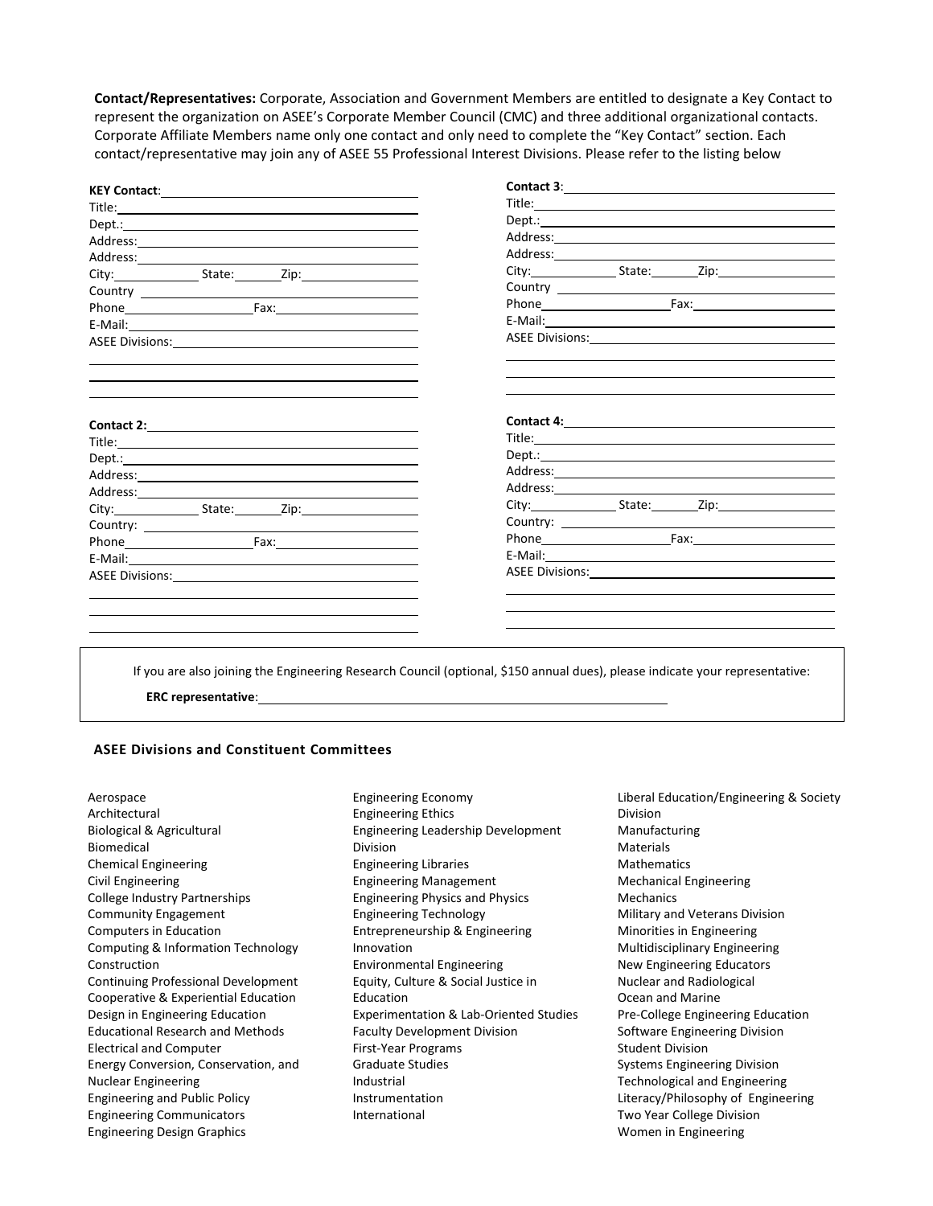**Contact/Representatives:** Corporate, Association and Government Members are entitled to designate a Key Contact to represent the organization on ASEE's Corporate Member Council (CMC) and three additional organizational contacts. Corporate Affiliate Members name only one contact and only need to complete the "Key Contact" section. Each contact/representative may join any of ASEE 55 Professional Interest Divisions. Please refer to the listing below

**KEY Contact**: ______________________
Title: ______________________
Dept.: ______________________
Address: ______________________
Address: ______________________
City: __________ State: ______ Zip: __________
Country ______________________
Phone __________ Fax: __________
E-Mail: ______________________
ASEE Divisions: ______________________

**Contact 2:** ______________________
Title: ______________________
Dept.: ______________________
Address: ______________________
Address: ______________________
City: __________ State: ______ Zip: __________
Country: ______________________
Phone __________ Fax: __________
E-Mail: ______________________
ASEE Divisions: ______________________

**Contact 3**: ______________________
Title: ______________________
Dept.: ______________________
Address: ______________________
Address: ______________________
City: __________ State: ______ Zip: __________
Country ______________________
Phone __________ Fax: __________
E-Mail: ______________________
ASEE Divisions: ______________________

**Contact 4:** ______________________
Title: ______________________
Dept.: ______________________
Address: ______________________
Address: ______________________
City: __________ State: ______ Zip: __________
Country: ______________________
Phone __________ Fax: __________
E-Mail: ______________________
ASEE Divisions: ______________________

If you are also joining the Engineering Research Council (optional, $150 annual dues), please indicate your representative:

**ERC representative**: ______________________

## ASEE Divisions and Constituent Committees

Aerospace
Architectural
Biological & Agricultural
Biomedical
Chemical Engineering
Civil Engineering
College Industry Partnerships
Community Engagement
Computers in Education
Computing & Information Technology
Construction
Continuing Professional Development
Cooperative & Experiential Education
Design in Engineering Education
Educational Research and Methods
Electrical and Computer
Energy Conversion, Conservation, and Nuclear Engineering
Engineering and Public Policy
Engineering Communicators
Engineering Design Graphics
Engineering Economy
Engineering Ethics
Engineering Leadership Development Division
Engineering Libraries
Engineering Management
Engineering Physics and Physics
Engineering Technology
Entrepreneurship & Engineering Innovation
Environmental Engineering
Equity, Culture & Social Justice in Education
Experimentation & Lab-Oriented Studies
Faculty Development Division
First-Year Programs
Graduate Studies
Industrial
Instrumentation
International
Liberal Education/Engineering & Society Division
Manufacturing
Materials
Mathematics
Mechanical Engineering
Mechanics
Military and Veterans Division
Minorities in Engineering
Multidisciplinary Engineering
New Engineering Educators
Nuclear and Radiological
Ocean and Marine
Pre-College Engineering Education
Software Engineering Division
Student Division
Systems Engineering Division
Technological and Engineering Literacy/Philosophy of Engineering
Two Year College Division
Women in Engineering